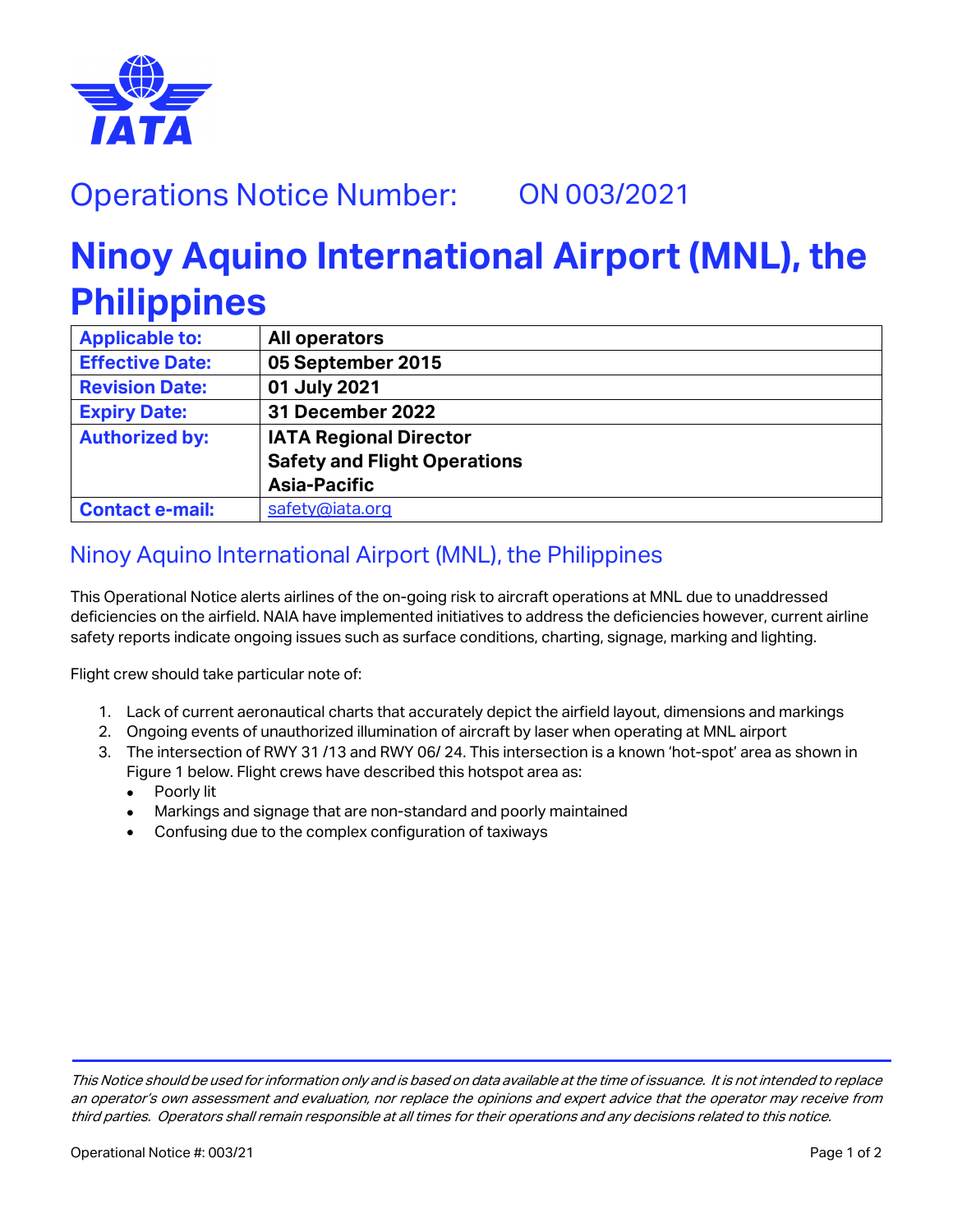## Operations Notice Number: ON 003/2021

# Ninoy Aquino International Airport (MNL), the Philippines

| Applicable to: | All operators |
|---|---|
| Effective Date: | 05 September 2015 |
| Revision Date: | 01 July 2021 |
| Expiry Date: | 31 December 2022 |
| Authorized by: | IATA Regional Director Safety and Flight Operations Asia-Pacific |
| Contact e-mail: | safety@iata.org |

## Ninoy Aquino International Airport (MNL), the Philippines

This Operational Notice alerts airlines of the on-going risk to aircraft operations at MNL due to unaddressed deficiencies on the airfield. NAIA have implemented initiatives to address the deficiencies however, current airline safety reports indicate ongoing issues such as surface conditions, charting, signage, marking and lighting.

Flight crew should take particular note of:

1. Lack of current aeronautical charts that accurately depict the airfield layout, dimensions and markings
2. Ongoing events of unauthorized illumination of aircraft by laser when operating at MNL airport
3. The intersection of RWY 31 /13 and RWY 06/ 24. This intersection is a known 'hot-spot' area as shown in Figure 1 below. Flight crews have described this hotspot area as:
   - Poorly lit
   - Markings and signage that are non-standard and poorly maintained
   - Confusing due to the complex configuration of taxiways

*This Notice should be used for information only and is based on data available at the time of issuance. It is not intended to replace an operator's own assessment and evaluation, nor replace the opinions and expert advice that the operator may receive from third parties. Operators shall remain responsible at all times for their operations and any decisions related to this notice.*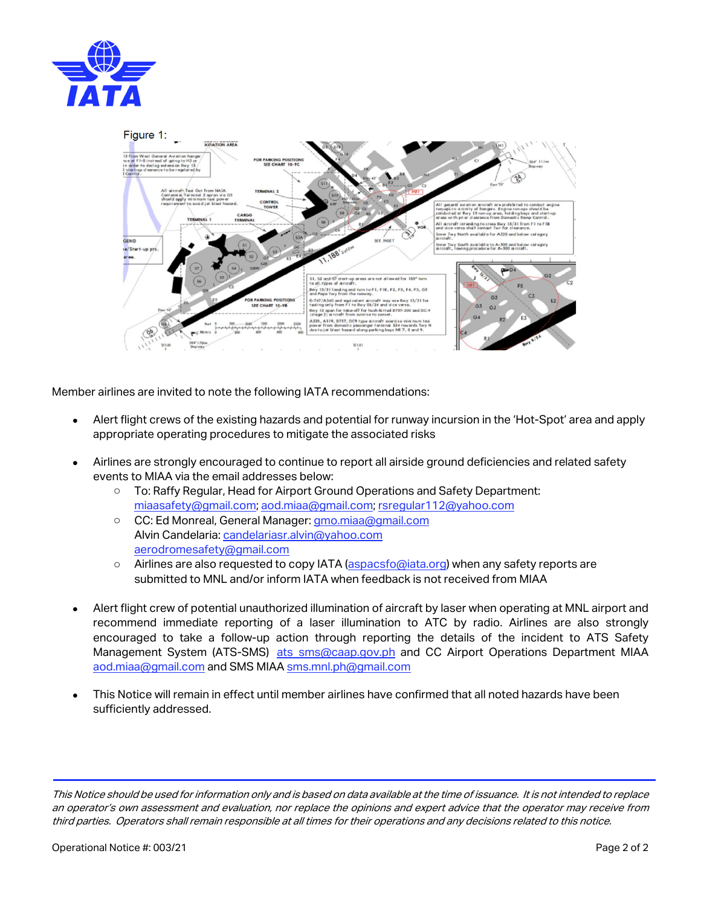Figure 1:

Member airlines are invited to note the following IATA recommendations:

- Alert flight crews of the existing hazards and potential for runway incursion in the 'Hot-Spot' area and apply appropriate operating procedures to mitigate the associated risks

- Airlines are strongly encouraged to continue to report all airside ground deficiencies and related safety events to MIAA via the email addresses below:
  - To: Raffy Regular, Head for Airport Ground Operations and Safety Department: miaasafety@gmail.com; aod.miaa@gmail.com; rsregular112@yahoo.com
  - CC: Ed Monreal, General Manager: gmo.miaa@gmail.com
    Alvin Candelaria: candelariasr.alvin@yahoo.com
    aerodromesafety@gmail.com
  - Airlines are also requested to copy IATA (aspacsfo@iata.org) when any safety reports are submitted to MNL and/or inform IATA when feedback is not received from MIAA

- Alert flight crew of potential unauthorized illumination of aircraft by laser when operating at MNL airport and recommend immediate reporting of a laser illumination to ATC by radio. Airlines are also strongly encouraged to take a follow-up action through reporting the details of the incident to ATS Safety Management System (ATS-SMS) ats_sms@caap.gov.ph and CC Airport Operations Department MIAA aod.miaa@gmail.com and SMS MIAA sms.mnl.ph@gmail.com

- This Notice will remain in effect until member airlines have confirmed that all noted hazards have been sufficiently addressed.

*This Notice should be used for information only and is based on data available at the time of issuance. It is not intended to replace an operator's own assessment and evaluation, nor replace the opinions and expert advice that the operator may receive from third parties. Operators shall remain responsible at all times for their operations and any decisions related to this notice.*

Operational Notice #: 003/21